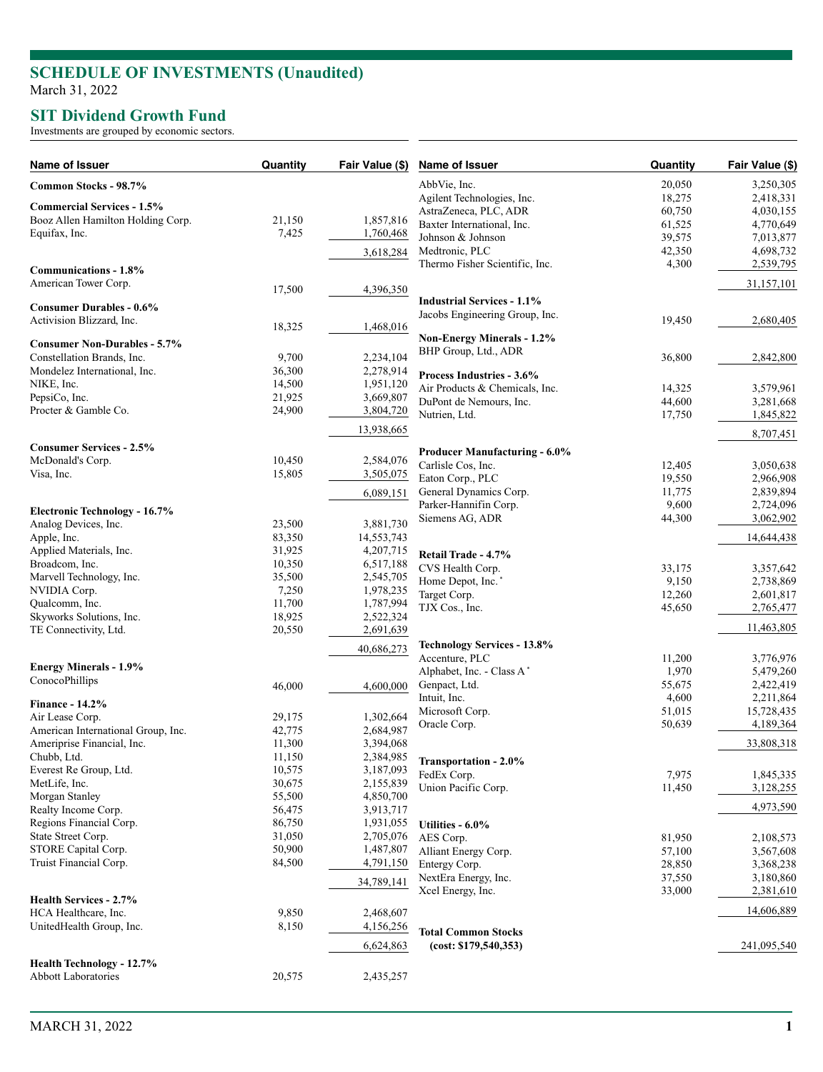# SCHEDULE OF INVESTMENTS (Unaudited)

March 31, 2022

## SIT Dividend Growth Fund

Investments are grouped by economic sectors.

| Name of Issuer | Quantity | Fair Value ($) |
|---|---|---|
| **Common Stocks - 98.7%** | | |
| **Commercial Services - 1.5%** | | |
| Booz Allen Hamilton Holding Corp. | 21,150 | 1,857,816 |
| Equifax, Inc. | 7,425 | 1,760,468 |
| | | 3,618,284 |
| **Communications - 1.8%** | | |
| American Tower Corp. | 17,500 | 4,396,350 |
| **Consumer Durables - 0.6%** | | |
| Activision Blizzard, Inc. | 18,325 | 1,468,016 |
| **Consumer Non-Durables - 5.7%** | | |
| Constellation Brands, Inc. | 9,700 | 2,234,104 |
| Mondelez International, Inc. | 36,300 | 2,278,914 |
| NIKE, Inc. | 14,500 | 1,951,120 |
| PepsiCo, Inc. | 21,925 | 3,669,807 |
| Procter & Gamble Co. | 24,900 | 3,804,720 |
| | | 13,938,665 |
| **Consumer Services - 2.5%** | | |
| McDonald's Corp. | 10,450 | 2,584,076 |
| Visa, Inc. | 15,805 | 3,505,075 |
| | | 6,089,151 |
| **Electronic Technology - 16.7%** | | |
| Analog Devices, Inc. | 23,500 | 3,881,730 |
| Apple, Inc. | 83,350 | 14,553,743 |
| Applied Materials, Inc. | 31,925 | 4,207,715 |
| Broadcom, Inc. | 10,350 | 6,517,188 |
| Marvell Technology, Inc. | 35,500 | 2,545,705 |
| NVIDIA Corp. | 7,250 | 1,978,235 |
| Qualcomm, Inc. | 11,700 | 1,787,994 |
| Skyworks Solutions, Inc. | 18,925 | 2,522,324 |
| TE Connectivity, Ltd. | 20,550 | 2,691,639 |
| | | 40,686,273 |
| **Energy Minerals - 1.9%** | | |
| ConocoPhillips | 46,000 | 4,600,000 |
| **Finance - 14.2%** | | |
| Air Lease Corp. | 29,175 | 1,302,664 |
| American International Group, Inc. | 42,775 | 2,684,987 |
| Ameriprise Financial, Inc. | 11,300 | 3,394,068 |
| Chubb, Ltd. | 11,150 | 2,384,985 |
| Everest Re Group, Ltd. | 10,575 | 3,187,093 |
| MetLife, Inc. | 30,675 | 2,155,839 |
| Morgan Stanley | 55,500 | 4,850,700 |
| Realty Income Corp. | 56,475 | 3,913,717 |
| Regions Financial Corp. | 86,750 | 1,931,055 |
| State Street Corp. | 31,050 | 2,705,076 |
| STORE Capital Corp. | 50,900 | 1,487,807 |
| Truist Financial Corp. | 84,500 | 4,791,150 |
| | | 34,789,141 |
| **Health Services - 2.7%** | | |
| HCA Healthcare, Inc. | 9,850 | 2,468,607 |
| UnitedHealth Group, Inc. | 8,150 | 4,156,256 |
| | | 6,624,863 |
| **Health Technology - 12.7%** | | |
| Abbott Laboratories | 20,575 | 2,435,257 |
| AbbVie, Inc. | 20,050 | 3,250,305 |
| Agilent Technologies, Inc. | 18,275 | 2,418,331 |
| AstraZeneca, PLC, ADR | 60,750 | 4,030,155 |
| Baxter International, Inc. | 61,525 | 4,770,649 |
| Johnson & Johnson | 39,575 | 7,013,877 |
| Medtronic, PLC | 42,350 | 4,698,732 |
| Thermo Fisher Scientific, Inc. | 4,300 | 2,539,795 |
| | | 31,157,101 |
| **Industrial Services - 1.1%** | | |
| Jacobs Engineering Group, Inc. | 19,450 | 2,680,405 |
| **Non-Energy Minerals - 1.2%** | | |
| BHP Group, Ltd., ADR | 36,800 | 2,842,800 |
| **Process Industries - 3.6%** | | |
| Air Products & Chemicals, Inc. | 14,325 | 3,579,961 |
| DuPont de Nemours, Inc. | 44,600 | 3,281,668 |
| Nutrien, Ltd. | 17,750 | 1,845,822 |
| | | 8,707,451 |
| **Producer Manufacturing - 6.0%** | | |
| Carlisle Cos, Inc. | 12,405 | 3,050,638 |
| Eaton Corp., PLC | 19,550 | 2,966,908 |
| General Dynamics Corp. | 11,775 | 2,839,894 |
| Parker-Hannifin Corp. | 9,600 | 2,724,096 |
| Siemens AG, ADR | 44,300 | 3,062,902 |
| | | 14,644,438 |
| **Retail Trade - 4.7%** | | |
| CVS Health Corp. | 33,175 | 3,357,642 |
| Home Depot, Inc. * | 9,150 | 2,738,869 |
| Target Corp. | 12,260 | 2,601,817 |
| TJX Cos., Inc. | 45,650 | 2,765,477 |
| | | 11,463,805 |
| **Technology Services - 13.8%** | | |
| Accenture, PLC | 11,200 | 3,776,976 |
| Alphabet, Inc. - Class A * | 1,970 | 5,479,260 |
| Genpact, Ltd. | 55,675 | 2,422,419 |
| Intuit, Inc. | 4,600 | 2,211,864 |
| Microsoft Corp. | 51,015 | 15,728,435 |
| Oracle Corp. | 50,639 | 4,189,364 |
| | | 33,808,318 |
| **Transportation - 2.0%** | | |
| FedEx Corp. | 7,975 | 1,845,335 |
| Union Pacific Corp. | 11,450 | 3,128,255 |
| | | 4,973,590 |
| **Utilities - 6.0%** | | |
| AES Corp. | 81,950 | 2,108,573 |
| Alliant Energy Corp. | 57,100 | 3,567,608 |
| Entergy Corp. | 28,850 | 3,368,238 |
| NextEra Energy, Inc. | 37,550 | 3,180,860 |
| Xcel Energy, Inc. | 33,000 | 2,381,610 |
| | | 14,606,889 |
| **Total Common Stocks (cost: $179,540,353)** | | 241,095,540 |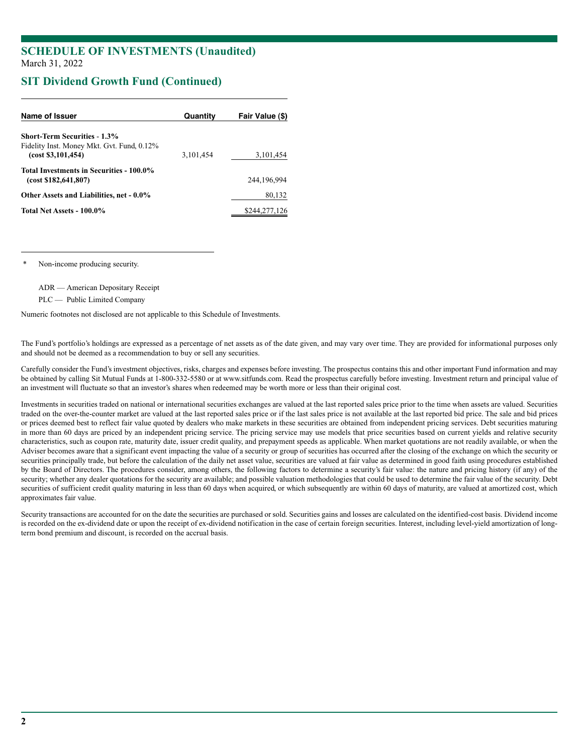# SCHEDULE OF INVESTMENTS (Unaudited)

March 31, 2022

## SIT Dividend Growth Fund (Continued)

| Name of Issuer | Quantity | Fair Value ($) |
|---|---|---|
| **Short-Term Securities - 1.3%** | | |
| Fidelity Inst. Money Mkt. Gvt. Fund, 0.12% **(cost $3,101,454)** | 3,101,454 | 3,101,454 |
| **Total Investments in Securities - 100.0% (cost $182,641,807)** | | 244,196,994 |
| **Other Assets and Liabilities, net - 0.0%** | | 80,132 |
| **Total Net Assets - 100.0%** | | $244,277,126 |

\* Non-income producing security.

ADR — American Depositary Receipt

PLC — Public Limited Company

Numeric footnotes not disclosed are not applicable to this Schedule of Investments.

The Fund's portfolio's holdings are expressed as a percentage of net assets as of the date given, and may vary over time. They are provided for informational purposes only and should not be deemed as a recommendation to buy or sell any securities.

Carefully consider the Fund's investment objectives, risks, charges and expenses before investing. The prospectus contains this and other important Fund information and may be obtained by calling Sit Mutual Funds at 1-800-332-5580 or at www.sitfunds.com. Read the prospectus carefully before investing. Investment return and principal value of an investment will fluctuate so that an investor's shares when redeemed may be worth more or less than their original cost.

Investments in securities traded on national or international securities exchanges are valued at the last reported sales price prior to the time when assets are valued. Securities traded on the over-the-counter market are valued at the last reported sales price or if the last sales price is not available at the last reported bid price. The sale and bid prices or prices deemed best to reflect fair value quoted by dealers who make markets in these securities are obtained from independent pricing services. Debt securities maturing in more than 60 days are priced by an independent pricing service. The pricing service may use models that price securities based on current yields and relative security characteristics, such as coupon rate, maturity date, issuer credit quality, and prepayment speeds as applicable. When market quotations are not readily available, or when the Adviser becomes aware that a significant event impacting the value of a security or group of securities has occurred after the closing of the exchange on which the security or securities principally trade, but before the calculation of the daily net asset value, securities are valued at fair value as determined in good faith using procedures established by the Board of Directors. The procedures consider, among others, the following factors to determine a security's fair value: the nature and pricing history (if any) of the security; whether any dealer quotations for the security are available; and possible valuation methodologies that could be used to determine the fair value of the security. Debt securities of sufficient credit quality maturing in less than 60 days when acquired, or which subsequently are within 60 days of maturity, are valued at amortized cost, which approximates fair value.

Security transactions are accounted for on the date the securities are purchased or sold. Securities gains and losses are calculated on the identified-cost basis. Dividend income is recorded on the ex-dividend date or upon the receipt of ex-dividend notification in the case of certain foreign securities. Interest, including level-yield amortization of long-term bond premium and discount, is recorded on the accrual basis.